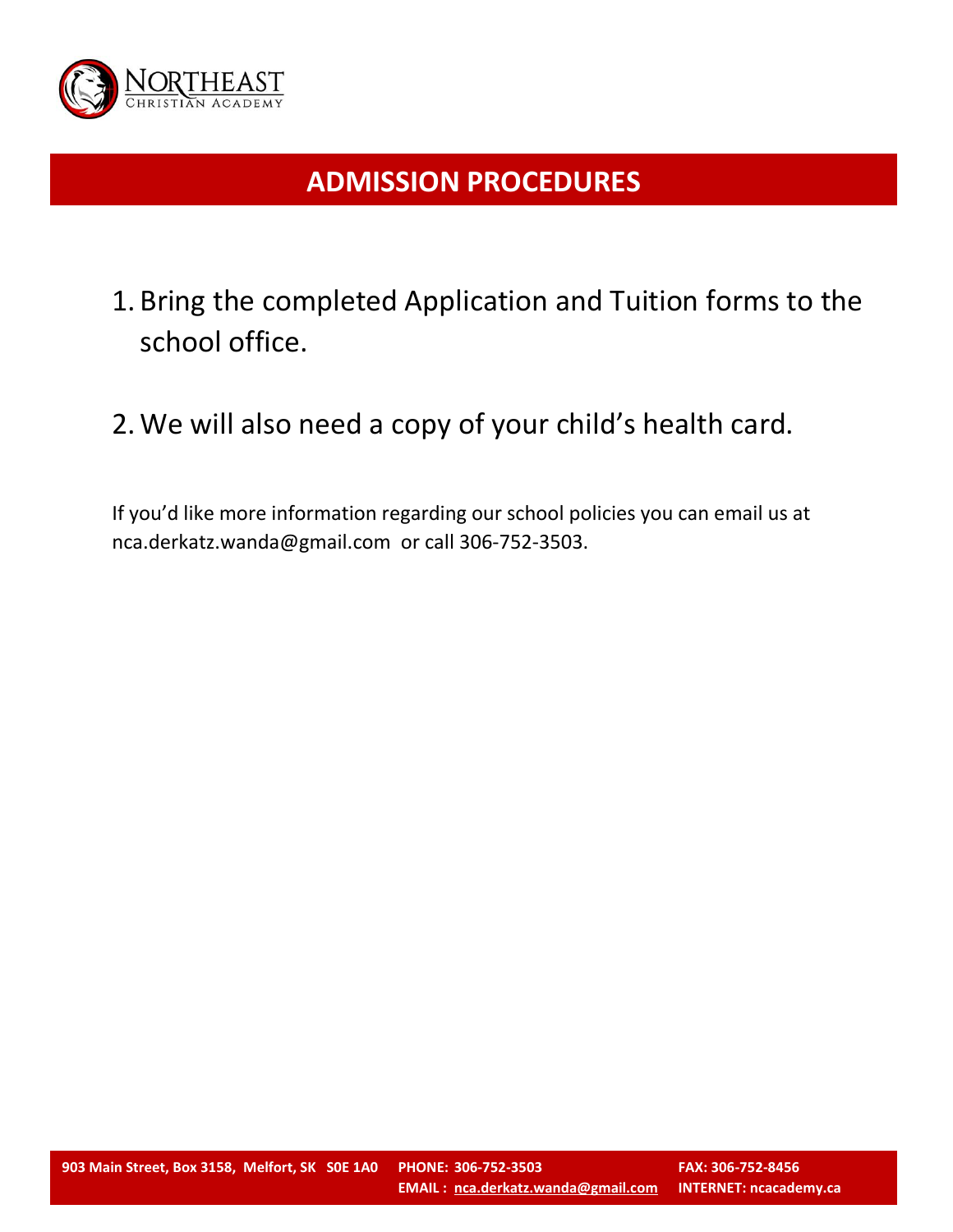# ADMISSION PROCEDURES

1. Bring the completed Application and Tuition forms to the school office.

2. We will also need a copy of your child's health card.

If you'd like more information regarding our school policies you can email us at nca.derkatz.wanda@gmail.com or call 306-752-3503.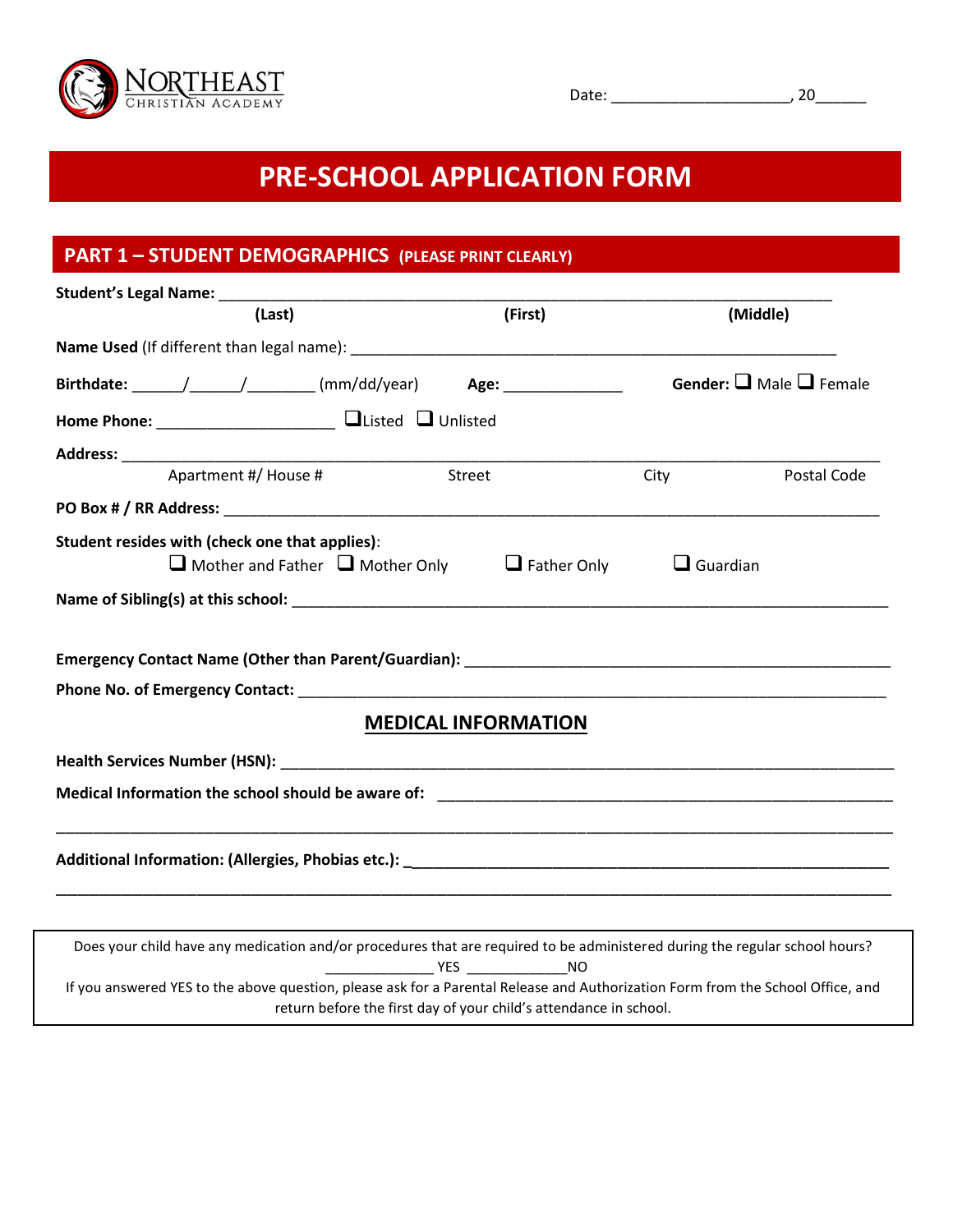NORTHEAST CHRISTIAN ACADEMY

Date: ____________________, 20______

# PRE-SCHOOL APPLICATION FORM

## PART 1 – STUDENT DEMOGRAPHICS (PLEASE PRINT CLEARLY)

**Student's Legal Name:** ______________________________________________________________________

**(Last)** **(First)** **(Middle)**

**Name Used** (If different than legal name): ______________________________________________________

**Birthdate:** ______/______/________ (mm/dd/year) **Age:** ______________ **Gender:** ❑ Male ❑ Female

**Home Phone:** ____________________ ❑Listed ❑ Unlisted

**Address:** ______________________________________________________________________________

Apartment #/ House # Street City Postal Code

**PO Box # / RR Address:** ___________________________________________________________________

**Student resides with (check one that applies)**:

❑ Mother and Father ❑ Mother Only ❑ Father Only ❑ Guardian

**Name of Sibling(s) at this school:** ____________________________________________________________

**Emergency Contact Name (Other than Parent/Guardian):** ________________________________________

**Phone No. of Emergency Contact:** ____________________________________________________________

### MEDICAL INFORMATION

**Health Services Number (HSN):** ______________________________________________________________

**Medical Information the school should be aware of:** ___________________________________________

______________________________________________________________________________________

**Additional Information: (Allergies, Phobias etc.):** _______________________________________________

______________________________________________________________________________________

Does your child have any medication and/or procedures that are required to be administered during the regular school hours?

______________ YES ______________NO

If you answered YES to the above question, please ask for a Parental Release and Authorization Form from the School Office, and return before the first day of your child's attendance in school.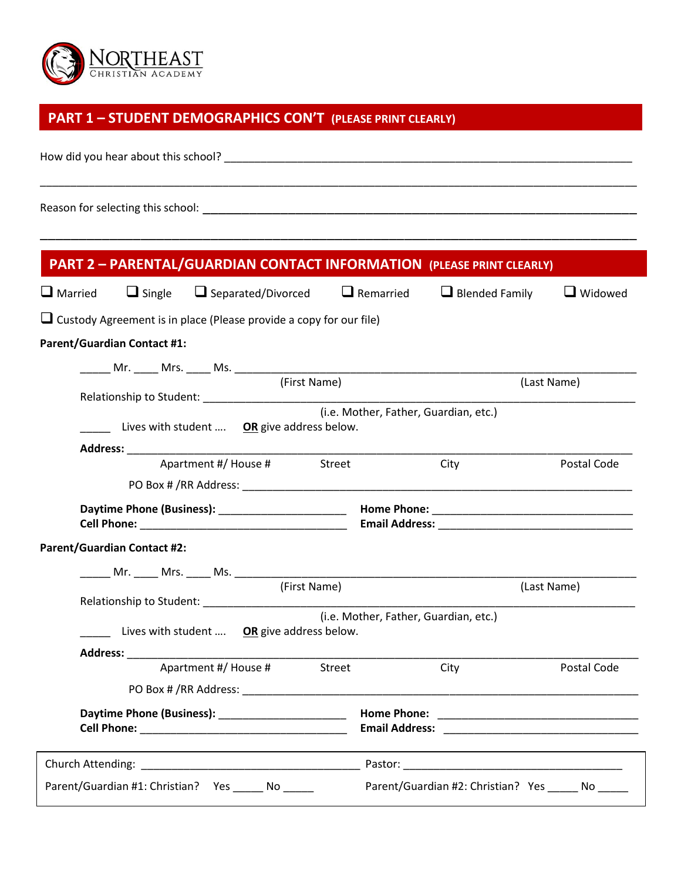NORTHEAST
CHRISTIAN ACADEMY

## PART 1 – STUDENT DEMOGRAPHICS CON'T (PLEASE PRINT CLEARLY)

How did you hear about this school? ______________________________________________________________________

______________________________________________________________________________________________

Reason for selecting this school: _________________________________________________________________________

______________________________________________________________________________________________

## PART 2 – PARENTAL/GUARDIAN CONTACT INFORMATION (PLEASE PRINT CLEARLY)

☐ Married ☐ Single ☐ Separated/Divorced ☐ Remarried ☐ Blended Family ☐ Widowed

☐ Custody Agreement is in place (Please provide a copy for our file)

**Parent/Guardian Contact #1:**

_____ Mr. ____ Mrs. ____ Ms. __________________________________________________________________

(First Name) (Last Name)

Relationship to Student: _______________________________________________________________

(i.e. Mother, Father, Guardian, etc.)

_____ Lives with student …. **OR** give address below.

**Address:** ______________________________________________________________________________

Apartment #/ House # Street City Postal Code

PO Box # /RR Address: ______________________________________________________________

**Daytime Phone (Business):** _____________________ **Home Phone:** _________________________________

**Cell Phone:** __________________________________ **Email Address:** _______________________________

**Parent/Guardian Contact #2:**

_____ Mr. ____ Mrs. ____ Ms. __________________________________________________________________

(First Name) (Last Name)

Relationship to Student: _______________________________________________________________

(i.e. Mother, Father, Guardian, etc.)

_____ Lives with student …. **OR** give address below.

**Address:** ______________________________________________________________________________

Apartment #/ House # Street City Postal Code

PO Box # /RR Address: ______________________________________________________________

**Daytime Phone (Business):** _____________________ **Home Phone:** _________________________________

**Cell Phone:** __________________________________ **Email Address:** _______________________________

Church Attending: ___________________________________ Pastor: ___________________________________

Parent/Guardian #1: Christian? Yes _____ No _____ Parent/Guardian #2: Christian? Yes _____ No _____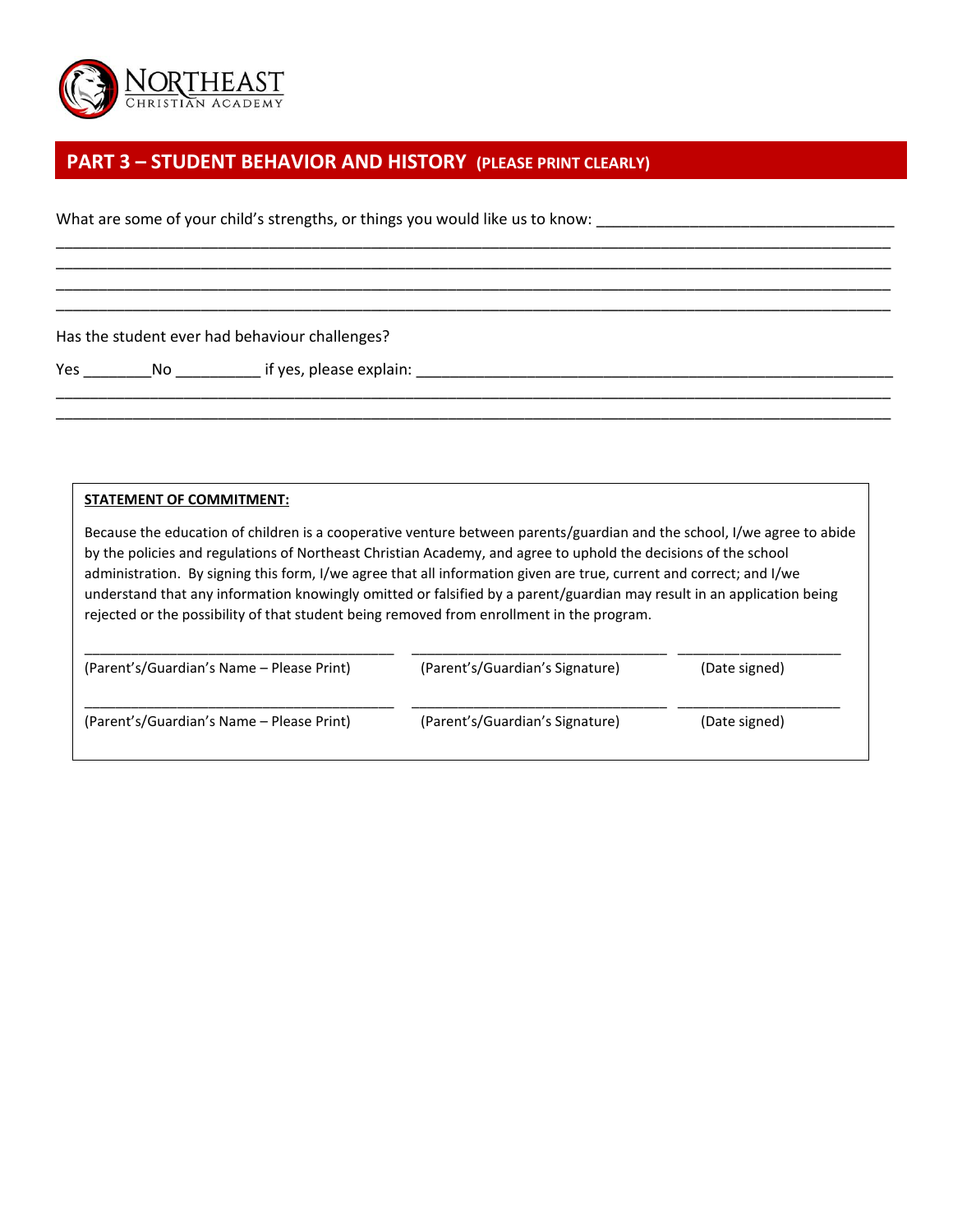NORTHEAST
CHRISTIAN ACADEMY

## PART 3 – STUDENT BEHAVIOR AND HISTORY (PLEASE PRINT CLEARLY)

What are some of your child's strengths, or things you would like us to know: ___________________________________

_____________________________________________________________________________________________

_____________________________________________________________________________________________

_____________________________________________________________________________________________

_____________________________________________________________________________________________

Has the student ever had behaviour challenges?

Yes ________No __________ if yes, please explain: ___________________________________________________________

_____________________________________________________________________________________________

_____________________________________________________________________________________________

**STATEMENT OF COMMITMENT:**

Because the education of children is a cooperative venture between parents/guardian and the school, I/we agree to abide by the policies and regulations of Northeast Christian Academy, and agree to uphold the decisions of the school administration. By signing this form, I/we agree that all information given are true, current and correct; and I/we understand that any information knowingly omitted or falsified by a parent/guardian may result in an application being rejected or the possibility of that student being removed from enrollment in the program.

| ________________________________________ | ________________________________ | ____________________ |
|---|---|---|
| (Parent's/Guardian's Name – Please Print) | (Parent's/Guardian's Signature) | (Date signed) |
| ________________________________________ | ________________________________ | ____________________ |
| (Parent's/Guardian's Name – Please Print) | (Parent's/Guardian's Signature) | (Date signed) |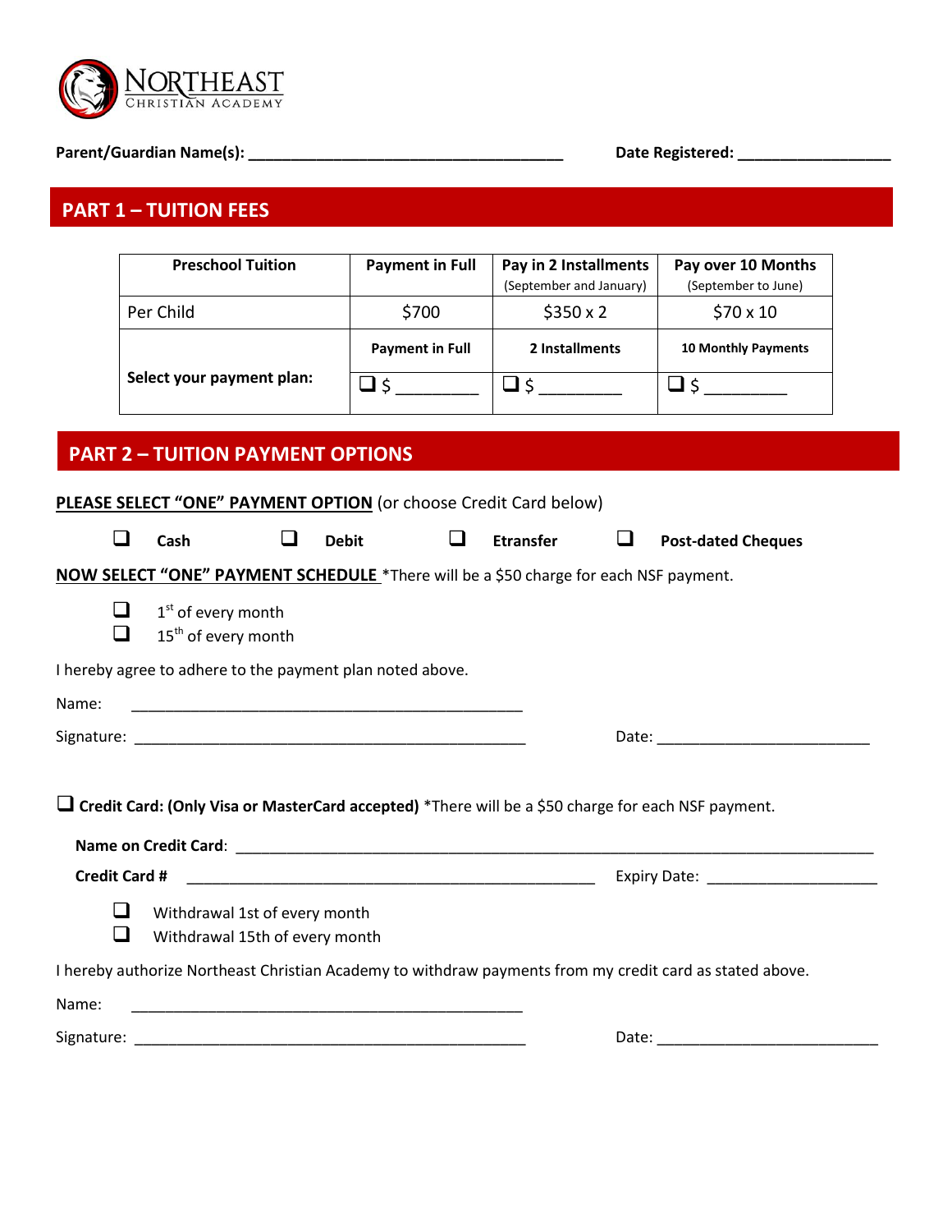NORTHEAST CHRISTIAN ACADEMY

**Parent/Guardian Name(s): ______________________________________** **Date Registered: __________________**

## PART 1 – TUITION FEES

| Preschool Tuition | Payment in Full | Pay in 2 Installments (September and January) | Pay over 10 Months (September to June) |
|---|---|---|---|
| Per Child | $700 | $350 x 2 | $70 x 10 |
| **Select your payment plan:** | **Payment in Full** ☐ $ _________ | **2 Installments** ☐ $ _________ | **10 Monthly Payments** ☐ $ _________ |

## PART 2 – TUITION PAYMENT OPTIONS

**PLEASE SELECT "ONE" PAYMENT OPTION** (or choose Credit Card below)

☐ **Cash** ☐ **Debit** ☐ **Etransfer** ☐ **Post-dated Cheques**

**NOW SELECT "ONE" PAYMENT SCHEDULE** *There will be a $50 charge for each NSF payment.

☐ 1st of every month
☐ 15th of every month

I hereby agree to adhere to the payment plan noted above.

Name: ______________________________________________

Signature: ______________________________________________ Date: _________________________

☐ **Credit Card: (Only Visa or MasterCard accepted)** *There will be a $50 charge for each NSF payment.

**Name on Credit Card**: ___________________________________________________________________________

**Credit Card #** ________________________________________________ Expiry Date: ____________________

☐ Withdrawal 1st of every month
☐ Withdrawal 15th of every month

I hereby authorize Northeast Christian Academy to withdraw payments from my credit card as stated above.

Name: ______________________________________________

Signature: ______________________________________________ Date: __________________________